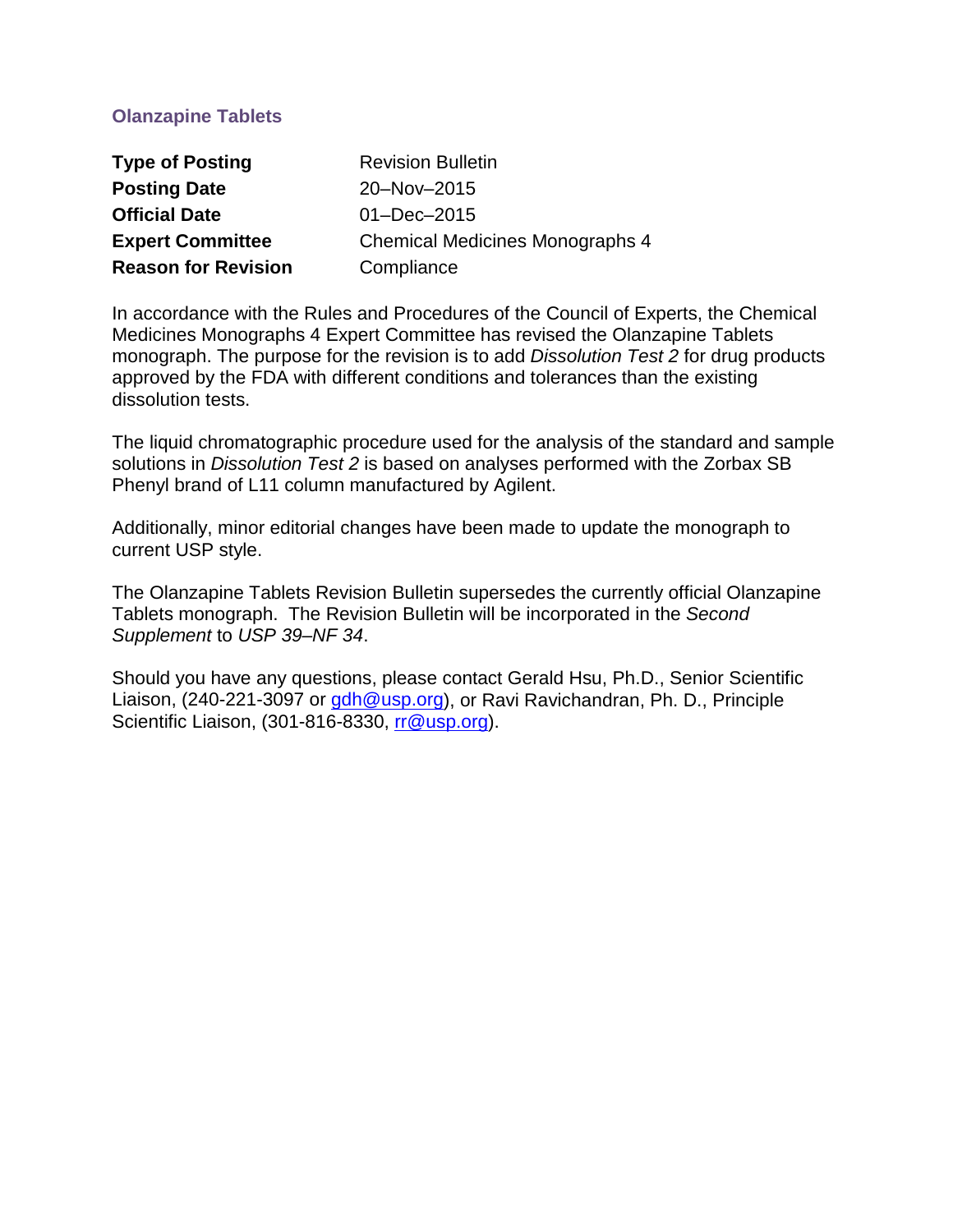# Olanzapine Tablets

| | |
|---|---|
| **Type of Posting** | Revision Bulletin |
| **Posting Date** | 20–Nov–2015 |
| **Official Date** | 01–Dec–2015 |
| **Expert Committee** | Chemical Medicines Monographs 4 |
| **Reason for Revision** | Compliance |

In accordance with the Rules and Procedures of the Council of Experts, the Chemical Medicines Monographs 4 Expert Committee has revised the Olanzapine Tablets monograph. The purpose for the revision is to add *Dissolution Test 2* for drug products approved by the FDA with different conditions and tolerances than the existing dissolution tests.

The liquid chromatographic procedure used for the analysis of the standard and sample solutions in *Dissolution Test 2* is based on analyses performed with the Zorbax SB Phenyl brand of L11 column manufactured by Agilent.

Additionally, minor editorial changes have been made to update the monograph to current USP style.

The Olanzapine Tablets Revision Bulletin supersedes the currently official Olanzapine Tablets monograph. The Revision Bulletin will be incorporated in the *Second Supplement* to *USP 39–NF 34*.

Should you have any questions, please contact Gerald Hsu, Ph.D., Senior Scientific Liaison, (240-221-3097 or gdh@usp.org), or Ravi Ravichandran, Ph. D., Principle Scientific Liaison, (301-816-8330, rr@usp.org).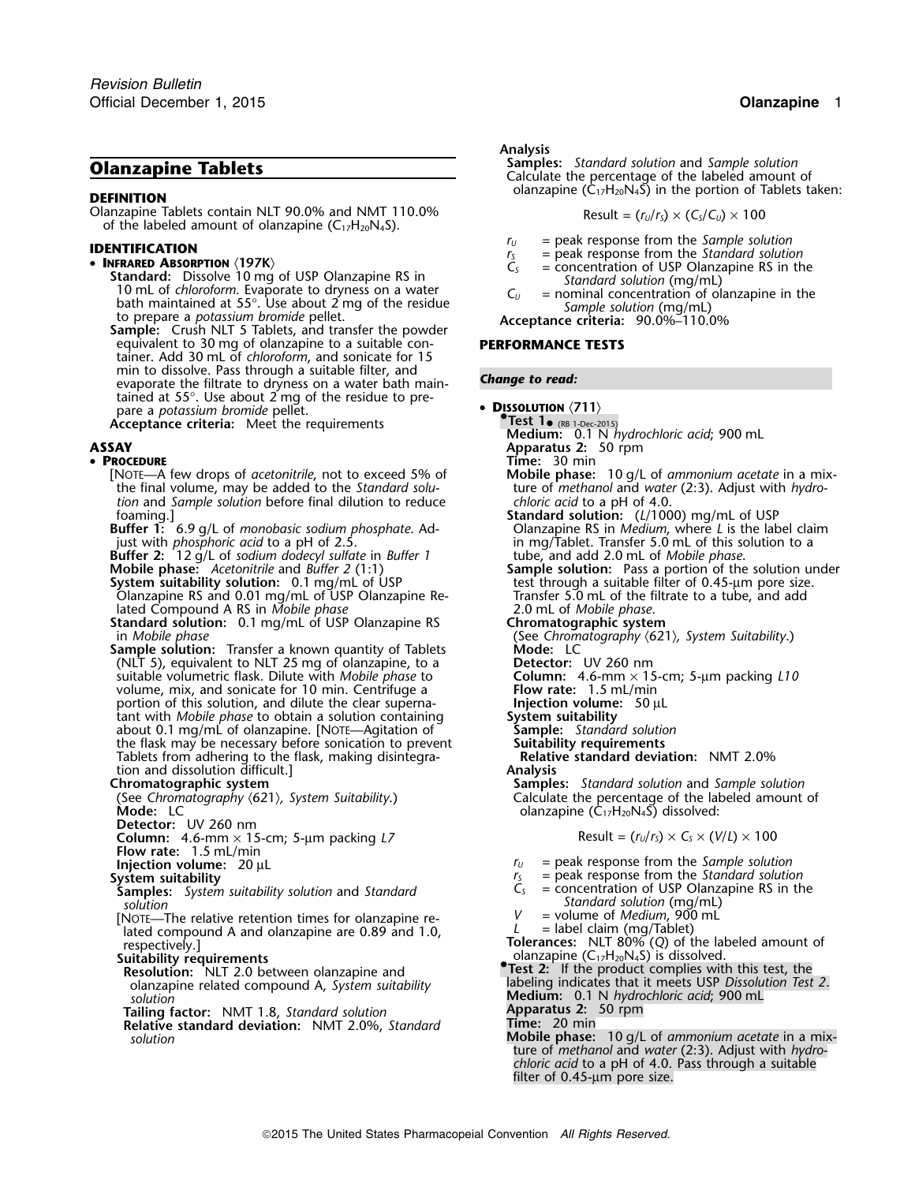# Olanzapine Tablets

## DEFINITION

Olanzapine Tablets contain NLT 90.0% and NMT 110.0% of the labeled amount of olanzapine ($C_{17}H_{20}N_4S$).

## IDENTIFICATION

- **Infrared Absorption** ⟨197K⟩

  **Standard:** Dissolve 10 mg of USP Olanzapine RS in 10 mL of *chloroform*. Evaporate to dryness on a water bath maintained at 55°. Use about 2 mg of the residue to prepare a *potassium bromide* pellet.

  **Sample:** Crush NLT 5 Tablets, and transfer the powder equivalent to 30 mg of olanzapine to a suitable container. Add 30 mL of *chloroform*, and sonicate for 15 min to dissolve. Pass through a suitable filter, and evaporate the filtrate to dryness on a water bath maintained at 55°. Use about 2 mg of the residue to prepare a *potassium bromide* pellet.

  **Acceptance criteria:** Meet the requirements

## ASSAY

- **Procedure**

  [Note—A few drops of *acetonitrile*, not to exceed 5% of the final volume, may be added to the *Standard solution* and *Sample solution* before final dilution to reduce foaming.]

  **Buffer 1:** 6.9 g/L of *monobasic sodium phosphate*. Adjust with *phosphoric acid* to a pH of 2.5.

  **Buffer 2:** 12 g/L of *sodium dodecyl sulfate* in *Buffer 1*

  **Mobile phase:** *Acetonitrile* and *Buffer 2* (1:1)

  **System suitability solution:** 0.1 mg/mL of USP Olanzapine RS and 0.01 mg/mL of USP Olanzapine Related Compound A RS in *Mobile phase*

  **Standard solution:** 0.1 mg/mL of USP Olanzapine RS in *Mobile phase*

  **Sample solution:** Transfer a known quantity of Tablets (NLT 5), equivalent to NLT 25 mg of olanzapine, to a suitable volumetric flask. Dilute with *Mobile phase* to volume, mix, and sonicate for 10 min. Centrifuge a portion of this solution, and dilute the clear supernatant with *Mobile phase* to obtain a solution containing about 0.1 mg/mL of olanzapine. [Note—Agitation of the flask may be necessary before sonication to prevent Tablets from adhering to the flask, making disintegration and dissolution difficult.]

  **Chromatographic system**

  (See *Chromatography* ⟨621⟩, *System Suitability*.)

  **Mode:** LC

  **Detector:** UV 260 nm

  **Column:** 4.6-mm × 15-cm; 5-µm packing *L7*

  **Flow rate:** 1.5 mL/min

  **Injection volume:** 20 µL

  **System suitability**

  **Samples:** *System suitability solution* and *Standard solution*

  [Note—The relative retention times for olanzapine related compound A and olanzapine are 0.89 and 1.0, respectively.]

  **Suitability requirements**

  **Resolution:** NLT 2.0 between olanzapine and olanzapine related compound A, *System suitability solution*

  **Tailing factor:** NMT 1.8, *Standard solution*

  **Relative standard deviation:** NMT 2.0%, *Standard solution*

  **Analysis**

  **Samples:** *Standard solution* and *Sample solution*

  Calculate the percentage of the labeled amount of olanzapine ($C_{17}H_{20}N_4S$) in the portion of Tablets taken:

  $$\text{Result} = (r_U/r_S) \times (C_S/C_U) \times 100$$

  - $r_U$ = peak response from the *Sample solution*
  - $r_S$ = peak response from the *Standard solution*
  - $C_S$ = concentration of USP Olanzapine RS in the *Standard solution* (mg/mL)
  - $C_U$ = nominal concentration of olanzapine in the *Sample solution* (mg/mL)

  **Acceptance criteria:** 90.0%–110.0%

## PERFORMANCE TESTS

***Change to read:***

- **Dissolution** ⟨711⟩

  •**Test 1**• (RB 1-Dec-2015)

  **Medium:** 0.1 N *hydrochloric acid*; 900 mL

  **Apparatus 2:** 50 rpm

  **Time:** 30 min

  **Mobile phase:** 10 g/L of *ammonium acetate* in a mixture of *methanol* and *water* (2:3). Adjust with *hydrochloric acid* to a pH of 4.0.

  **Standard solution:** ($L$/1000) mg/mL of USP Olanzapine RS in *Medium*, where $L$ is the label claim in mg/Tablet. Transfer 5.0 mL of this solution to a tube, and add 2.0 mL of *Mobile phase*.

  **Sample solution:** Pass a portion of the solution under test through a suitable filter of 0.45-µm pore size. Transfer 5.0 mL of the filtrate to a tube, and add 2.0 mL of *Mobile phase*.

  **Chromatographic system**

  (See *Chromatography* ⟨621⟩, *System Suitability*.)

  **Mode:** LC

  **Detector:** UV 260 nm

  **Column:** 4.6-mm × 15-cm; 5-µm packing *L10*

  **Flow rate:** 1.5 mL/min

  **Injection volume:** 50 µL

  **System suitability**

  **Sample:** *Standard solution*

  **Suitability requirements**

  **Relative standard deviation:** NMT 2.0%

  **Analysis**

  **Samples:** *Standard solution* and *Sample solution*

  Calculate the percentage of the labeled amount of olanzapine ($C_{17}H_{20}N_4S$) dissolved:

  $$\text{Result} = (r_U/r_S) \times C_S \times (V/L) \times 100$$

  - $r_U$ = peak response from the *Sample solution*
  - $r_S$ = peak response from the *Standard solution*
  - $C_S$ = concentration of USP Olanzapine RS in the *Standard solution* (mg/mL)
  - $V$ = volume of *Medium*, 900 mL
  - $L$ = label claim (mg/Tablet)

  **Tolerances:** NLT 80% ($Q$) of the labeled amount of olanzapine ($C_{17}H_{20}N_4S$) is dissolved.

  •**Test 2:** If the product complies with this test, the labeling indicates that it meets USP *Dissolution Test 2*.

  **Medium:** 0.1 N *hydrochloric acid*; 900 mL

  **Apparatus 2:** 50 rpm

  **Time:** 20 min

  **Mobile phase:** 10 g/L of *ammonium acetate* in a mixture of *methanol* and *water* (2:3). Adjust with *hydrochloric acid* to a pH of 4.0. Pass through a suitable filter of 0.45-µm pore size.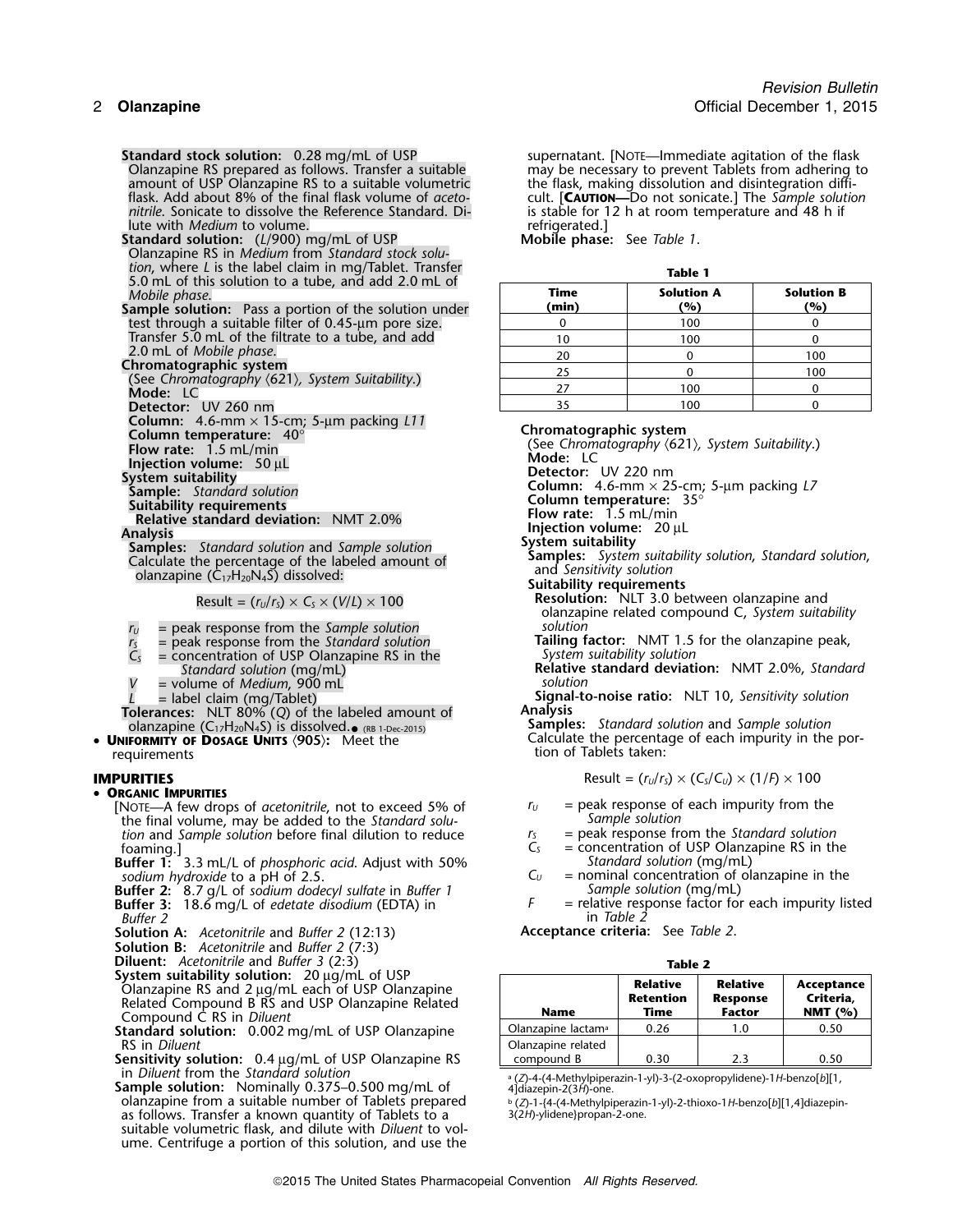**Standard stock solution:** 0.28 mg/mL of USP Olanzapine RS prepared as follows. Transfer a suitable amount of USP Olanzapine RS to a suitable volumetric flask. Add about 8% of the final flask volume of *acetonitrile*. Sonicate to dissolve the Reference Standard. Dilute with *Medium* to volume.

**Standard solution:** ($L$/900) mg/mL of USP Olanzapine RS in *Medium* from *Standard stock solution*, where $L$ is the label claim in mg/Tablet. Transfer 5.0 mL of this solution to a tube, and add 2.0 mL of *Mobile phase*.

**Sample solution:** Pass a portion of the solution under test through a suitable filter of 0.45-µm pore size. Transfer 5.0 mL of the filtrate to a tube, and add 2.0 mL of *Mobile phase*.

**Chromatographic system**
(See *Chromatography* ⟨621⟩, *System Suitability*.)
**Mode:** LC
**Detector:** UV 260 nm
**Column:** 4.6-mm × 15-cm; 5-µm packing *L11*
**Column temperature:** 40°
**Flow rate:** 1.5 mL/min
**Injection volume:** 50 µL

**System suitability**
**Sample:** *Standard solution*
**Suitability requirements**
**Relative standard deviation:** NMT 2.0%

**Analysis**
**Samples:** *Standard solution* and *Sample solution*
Calculate the percentage of the labeled amount of olanzapine ($C_{17}H_{20}N_4S$) dissolved:

$$\text{Result} = (r_U/r_S) \times C_S \times (V/L) \times 100$$

$r_U$ = peak response from the *Sample solution*
$r_S$ = peak response from the *Standard solution*
$C_S$ = concentration of USP Olanzapine RS in the *Standard solution* (mg/mL)
$V$ = volume of *Medium*, 900 mL
$L$ = label claim (mg/Tablet)

**Tolerances:** NLT 80% ($Q$) of the labeled amount of olanzapine ($C_{17}H_{20}N_4S$) is dissolved.● (RB 1-Dec-2015)

• **Uniformity of Dosage Units** ⟨905⟩**:** Meet the requirements

## IMPURITIES

• **Organic Impurities**

[Note—A few drops of *acetonitrile*, not to exceed 5% of the final volume, may be added to the *Standard solution* and *Sample solution* before final dilution to reduce foaming.]

**Buffer 1:** 3.3 mL/L of *phosphoric acid*. Adjust with 50% *sodium hydroxide* to a pH of 2.5.
**Buffer 2:** 8.7 g/L of *sodium dodecyl sulfate* in *Buffer 1*
**Buffer 3:** 18.6 mg/L of *edetate disodium* (EDTA) in *Buffer 2*
**Solution A:** *Acetonitrile* and *Buffer 2* (12:13)
**Solution B:** *Acetonitrile* and *Buffer 2* (7:3)
**Diluent:** *Acetonitrile* and *Buffer 3* (2:3)
**System suitability solution:** 20 µg/mL of USP Olanzapine RS and 2 µg/mL each of USP Olanzapine Related Compound B RS and USP Olanzapine Related Compound C RS in *Diluent*
**Standard solution:** 0.002 mg/mL of USP Olanzapine RS in *Diluent*
**Sensitivity solution:** 0.4 µg/mL of USP Olanzapine RS in *Diluent* from the *Standard solution*
**Sample solution:** Nominally 0.375–0.500 mg/mL of olanzapine from a suitable number of Tablets prepared as follows. Transfer a known quantity of Tablets to a suitable volumetric flask, and dilute with *Diluent* to volume. Centrifuge a portion of this solution, and use the supernatant. [Note—Immediate agitation of the flask may be necessary to prevent Tablets from adhering to the flask, making dissolution and disintegration difficult. [**Caution**—Do not sonicate.] The *Sample solution* is stable for 12 h at room temperature and 48 h if refrigerated.]
**Mobile phase:** See *Table 1*.

**Table 1**

| Time (min) | Solution A (%) | Solution B (%) |
|---|---|---|
| 0 | 100 | 0 |
| 10 | 100 | 0 |
| 20 | 0 | 100 |
| 25 | 0 | 100 |
| 27 | 100 | 0 |
| 35 | 100 | 0 |

**Chromatographic system**
(See *Chromatography* ⟨621⟩, *System Suitability*.)
**Mode:** LC
**Detector:** UV 220 nm
**Column:** 4.6-mm × 25-cm; 5-µm packing *L7*
**Column temperature:** 35°
**Flow rate:** 1.5 mL/min
**Injection volume:** 20 µL

**System suitability**
**Samples:** *System suitability solution*, *Standard solution*, and *Sensitivity solution*
**Suitability requirements**
**Resolution:** NLT 3.0 between olanzapine and olanzapine related compound C, *System suitability solution*
**Tailing factor:** NMT 1.5 for the olanzapine peak, *System suitability solution*
**Relative standard deviation:** NMT 2.0%, *Standard solution*
**Signal-to-noise ratio:** NLT 10, *Sensitivity solution*

**Analysis**
**Samples:** *Standard solution* and *Sample solution*
Calculate the percentage of each impurity in the portion of Tablets taken:

$$\text{Result} = (r_U/r_S) \times (C_S/C_U) \times (1/F) \times 100$$

$r_U$ = peak response of each impurity from the *Sample solution*
$r_S$ = peak response from the *Standard solution*
$C_S$ = concentration of USP Olanzapine RS in the *Standard solution* (mg/mL)
$C_U$ = nominal concentration of olanzapine in the *Sample solution* (mg/mL)
$F$ = relative response factor for each impurity listed in *Table 2*

**Acceptance criteria:** See *Table 2*.

**Table 2**

| Name | Relative Retention Time | Relative Response Factor | Acceptance Criteria, NMT (%) |
|---|---|---|---|
| Olanzapine lactam[a] | 0.26 | 1.0 | 0.50 |
| Olanzapine related compound B | 0.30 | 2.3 | 0.50 |

[a] (*Z*)-4-(4-Methylpiperazin-1-yl)-3-(2-oxopropylidene)-1*H*-benzo[*b*][1,4]diazepin-2(3*H*)-one.

[b] (*Z*)-1-(4-(4-Methylpiperazin-1-yl)-2-thioxo-1*H*-benzo[*b*][1,4]diazepin-3(2*H*)-ylidene)propan-2-one.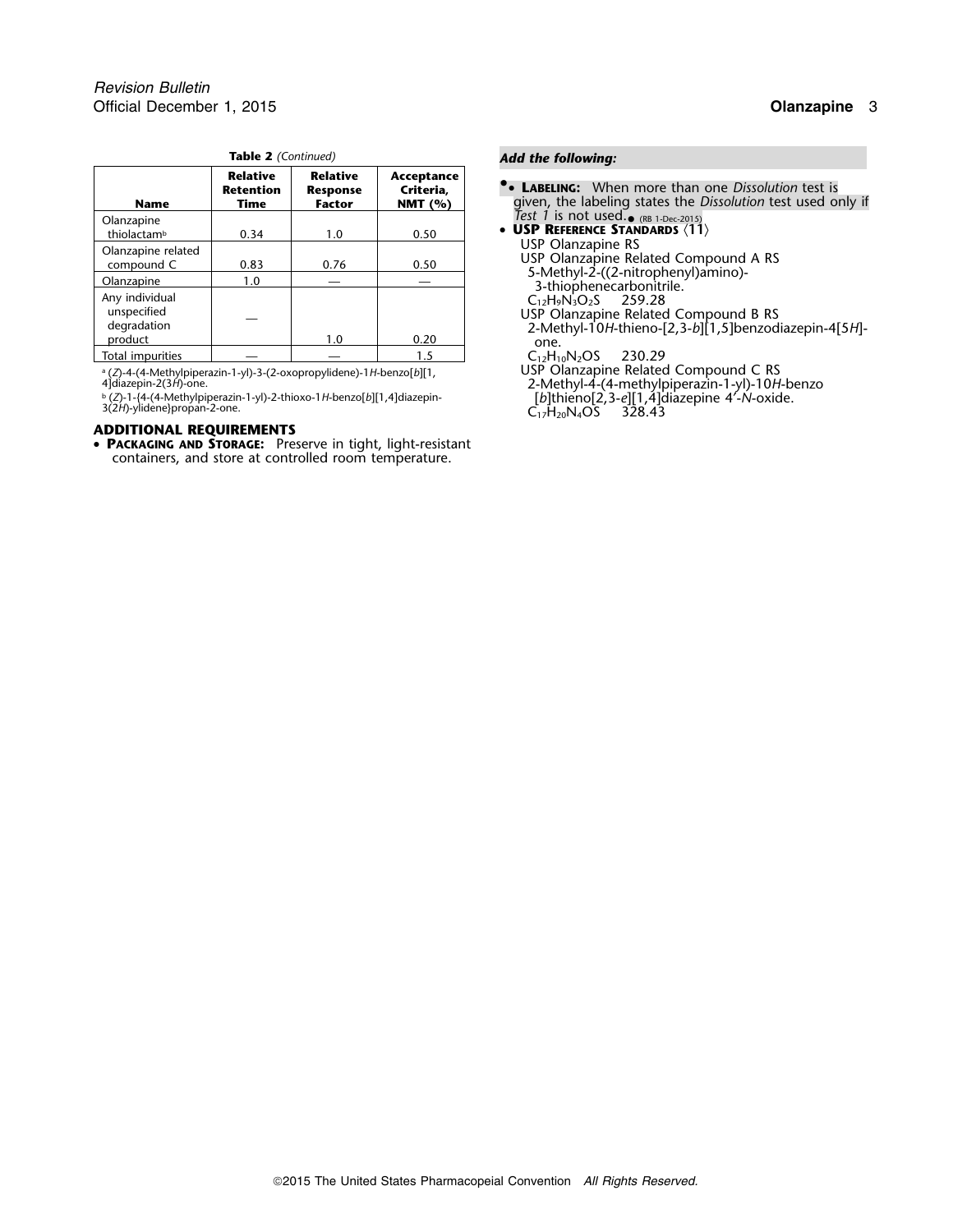**Table 2** *(Continued)*

| Name | Relative Retention Time | Relative Response Factor | Acceptance Criteria, NMT (%) |
|---|---|---|---|
| Olanzapine thiolactam[b] | 0.34 | 1.0 | 0.50 |
| Olanzapine related compound C | 0.83 | 0.76 | 0.50 |
| Olanzapine | 1.0 | — | — |
| Any individual unspecified degradation product | — | 1.0 | 0.20 |
| Total impurities | — | — | 1.5 |

[a] (*Z*)-4-(4-Methylpiperazin-1-yl)-3-(2-oxopropylidene)-1*H*-benzo[*b*][1,4]diazepin-2(3*H*)-one.

[b] (*Z*)-1-{4-(4-Methylpiperazin-1-yl)-2-thioxo-1*H*-benzo[*b*][1,4]diazepin-3(2*H*)-ylidene}propan-2-one.

## ADDITIONAL REQUIREMENTS

- **Packaging and Storage:** Preserve in tight, light-resistant containers, and store at controlled room temperature.

***Add the following:***

- ▪**Labeling:** When more than one *Dissolution* test is given, the labeling states the *Dissolution* test used only if *Test 1* is not used.▪ (RB 1-Dec-2015)
- **USP Reference Standards** ⟨11⟩
  USP Olanzapine RS
  USP Olanzapine Related Compound A RS
  5-Methyl-2-((2-nitrophenyl)amino)-3-thiophenecarbonitrile.
  $C_{12}H_9N_3O_2S$ 259.28
  USP Olanzapine Related Compound B RS
  2-Methyl-10*H*-thieno-[2,3-*b*][1,5]benzodiazepin-4[5*H*]-one.
  $C_{12}H_{10}N_2OS$ 230.29
  USP Olanzapine Related Compound C RS
  2-Methyl-4-(4-methylpiperazin-1-yl)-10*H*-benzo[*b*]thieno[2,3-*e*][1,4]diazepine 4′-*N*-oxide.
  $C_{17}H_{20}N_4OS$ 328.43